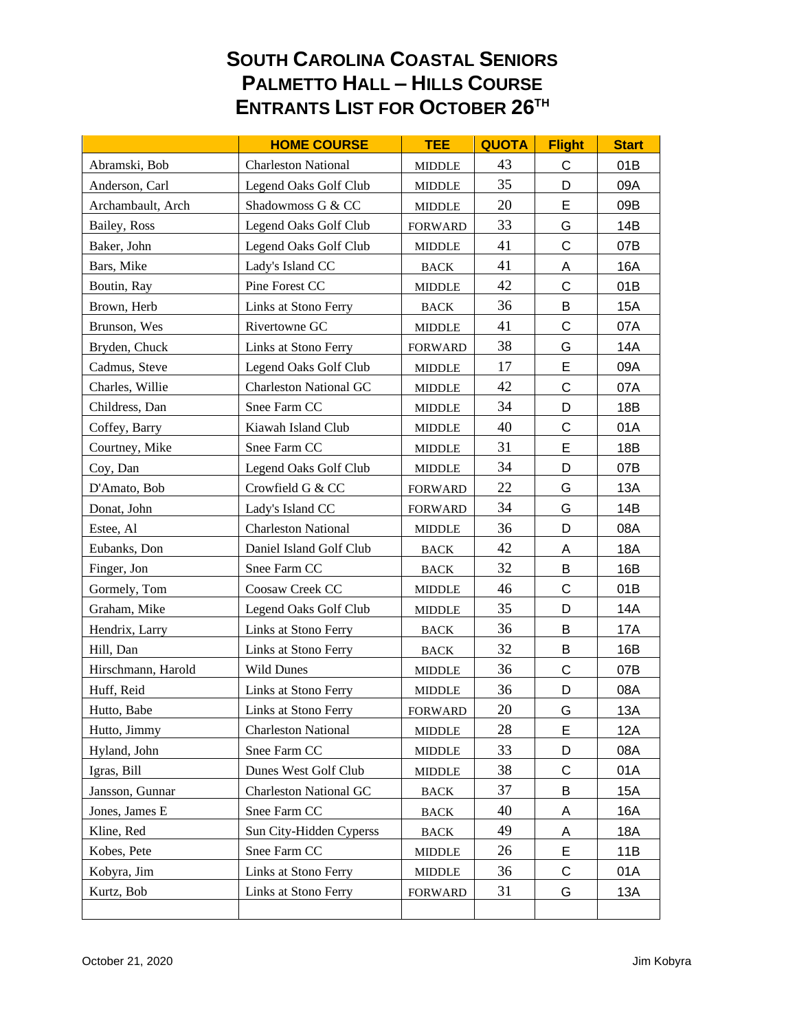# SOUTH CAROLINA COASTAL SENIORS
# PALMETTO HALL – HILLS COURSE
# ENTRANTS LIST FOR OCTOBER 26TH

| | HOME COURSE | TEE | QUOTA | Flight | Start |
|---|---|---|---|---|---|
| Abramski, Bob | Charleston National | MIDDLE | 43 | C | 01B |
| Anderson, Carl | Legend Oaks Golf Club | MIDDLE | 35 | D | 09A |
| Archambault, Arch | Shadowmoss G & CC | MIDDLE | 20 | E | 09B |
| Bailey, Ross | Legend Oaks Golf Club | FORWARD | 33 | G | 14B |
| Baker, John | Legend Oaks Golf Club | MIDDLE | 41 | C | 07B |
| Bars, Mike | Lady's Island CC | BACK | 41 | A | 16A |
| Boutin, Ray | Pine Forest CC | MIDDLE | 42 | C | 01B |
| Brown, Herb | Links at Stono Ferry | BACK | 36 | B | 15A |
| Brunson, Wes | Rivertowne GC | MIDDLE | 41 | C | 07A |
| Bryden, Chuck | Links at Stono Ferry | FORWARD | 38 | G | 14A |
| Cadmus, Steve | Legend Oaks Golf Club | MIDDLE | 17 | E | 09A |
| Charles, Willie | Charleston National GC | MIDDLE | 42 | C | 07A |
| Childress, Dan | Snee Farm CC | MIDDLE | 34 | D | 18B |
| Coffey, Barry | Kiawah Island Club | MIDDLE | 40 | C | 01A |
| Courtney, Mike | Snee Farm CC | MIDDLE | 31 | E | 18B |
| Coy, Dan | Legend Oaks Golf Club | MIDDLE | 34 | D | 07B |
| D'Amato, Bob | Crowfield G & CC | FORWARD | 22 | G | 13A |
| Donat, John | Lady's Island CC | FORWARD | 34 | G | 14B |
| Estee, Al | Charleston National | MIDDLE | 36 | D | 08A |
| Eubanks, Don | Daniel Island Golf Club | BACK | 42 | A | 18A |
| Finger, Jon | Snee Farm CC | BACK | 32 | B | 16B |
| Gormely, Tom | Coosaw Creek CC | MIDDLE | 46 | C | 01B |
| Graham, Mike | Legend Oaks Golf Club | MIDDLE | 35 | D | 14A |
| Hendrix, Larry | Links at Stono Ferry | BACK | 36 | B | 17A |
| Hill, Dan | Links at Stono Ferry | BACK | 32 | B | 16B |
| Hirschmann, Harold | Wild Dunes | MIDDLE | 36 | C | 07B |
| Huff, Reid | Links at Stono Ferry | MIDDLE | 36 | D | 08A |
| Hutto, Babe | Links at Stono Ferry | FORWARD | 20 | G | 13A |
| Hutto, Jimmy | Charleston National | MIDDLE | 28 | E | 12A |
| Hyland, John | Snee Farm CC | MIDDLE | 33 | D | 08A |
| Igras, Bill | Dunes West Golf Club | MIDDLE | 38 | C | 01A |
| Jansson, Gunnar | Charleston National GC | BACK | 37 | B | 15A |
| Jones, James E | Snee Farm CC | BACK | 40 | A | 16A |
| Kline, Red | Sun City-Hidden Cyperss | BACK | 49 | A | 18A |
| Kobes, Pete | Snee Farm CC | MIDDLE | 26 | E | 11B |
| Kobyra, Jim | Links at Stono Ferry | MIDDLE | 36 | C | 01A |
| Kurtz, Bob | Links at Stono Ferry | FORWARD | 31 | G | 13A |
| | | | | | |

October 21, 2020 Jim Kobyra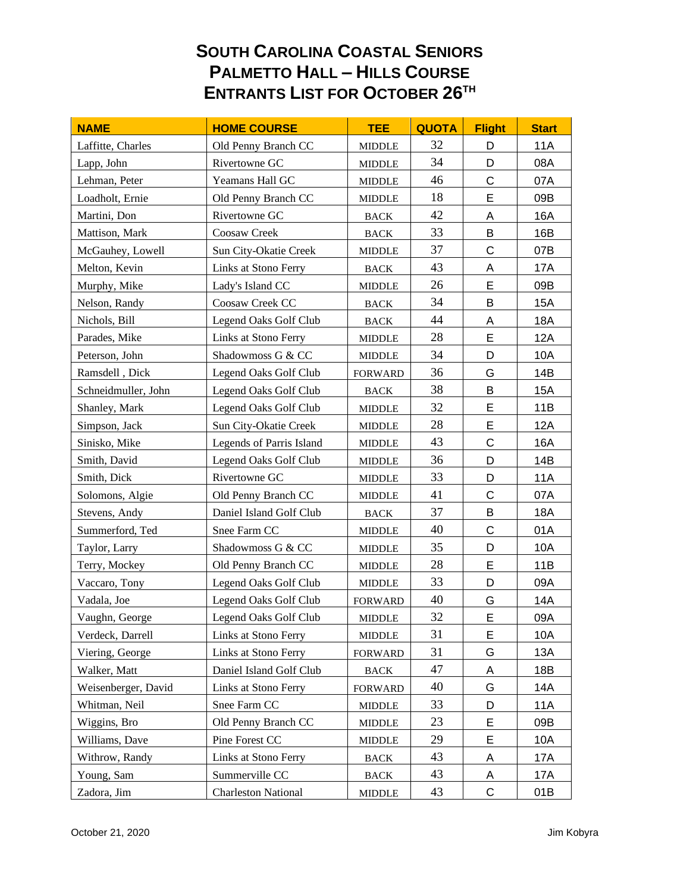# SOUTH CAROLINA COASTAL SENIORS
# PALMETTO HALL – HILLS COURSE
# ENTRANTS LIST FOR OCTOBER 26TH

| NAME | HOME COURSE | TEE | QUOTA | Flight | Start |
|---|---|---|---|---|---|
| Laffitte, Charles | Old Penny Branch CC | MIDDLE | 32 | D | 11A |
| Lapp, John | Rivertowne GC | MIDDLE | 34 | D | 08A |
| Lehman, Peter | Yeamans Hall GC | MIDDLE | 46 | C | 07A |
| Loadholt, Ernie | Old Penny Branch CC | MIDDLE | 18 | E | 09B |
| Martini, Don | Rivertowne GC | BACK | 42 | A | 16A |
| Mattison, Mark | Coosaw Creek | BACK | 33 | B | 16B |
| McGauhey, Lowell | Sun City-Okatie Creek | MIDDLE | 37 | C | 07B |
| Melton, Kevin | Links at Stono Ferry | BACK | 43 | A | 17A |
| Murphy, Mike | Lady's Island CC | MIDDLE | 26 | E | 09B |
| Nelson, Randy | Coosaw Creek CC | BACK | 34 | B | 15A |
| Nichols, Bill | Legend Oaks Golf Club | BACK | 44 | A | 18A |
| Parades, Mike | Links at Stono Ferry | MIDDLE | 28 | E | 12A |
| Peterson, John | Shadowmoss G & CC | MIDDLE | 34 | D | 10A |
| Ramsdell , Dick | Legend Oaks Golf Club | FORWARD | 36 | G | 14B |
| Schneidmuller, John | Legend Oaks Golf Club | BACK | 38 | B | 15A |
| Shanley, Mark | Legend Oaks Golf Club | MIDDLE | 32 | E | 11B |
| Simpson, Jack | Sun City-Okatie Creek | MIDDLE | 28 | E | 12A |
| Sinisko, Mike | Legends of Parris Island | MIDDLE | 43 | C | 16A |
| Smith, David | Legend Oaks Golf Club | MIDDLE | 36 | D | 14B |
| Smith, Dick | Rivertowne GC | MIDDLE | 33 | D | 11A |
| Solomons, Algie | Old Penny Branch CC | MIDDLE | 41 | C | 07A |
| Stevens, Andy | Daniel Island Golf Club | BACK | 37 | B | 18A |
| Summerford, Ted | Snee Farm CC | MIDDLE | 40 | C | 01A |
| Taylor, Larry | Shadowmoss G & CC | MIDDLE | 35 | D | 10A |
| Terry, Mockey | Old Penny Branch CC | MIDDLE | 28 | E | 11B |
| Vaccaro, Tony | Legend Oaks Golf Club | MIDDLE | 33 | D | 09A |
| Vadala, Joe | Legend Oaks Golf Club | FORWARD | 40 | G | 14A |
| Vaughn, George | Legend Oaks Golf Club | MIDDLE | 32 | E | 09A |
| Verdeck, Darrell | Links at Stono Ferry | MIDDLE | 31 | E | 10A |
| Viering, George | Links at Stono Ferry | FORWARD | 31 | G | 13A |
| Walker, Matt | Daniel Island Golf Club | BACK | 47 | A | 18B |
| Weisenberger, David | Links at Stono Ferry | FORWARD | 40 | G | 14A |
| Whitman, Neil | Snee Farm CC | MIDDLE | 33 | D | 11A |
| Wiggins, Bro | Old Penny Branch CC | MIDDLE | 23 | E | 09B |
| Williams, Dave | Pine Forest CC | MIDDLE | 29 | E | 10A |
| Withrow, Randy | Links at Stono Ferry | BACK | 43 | A | 17A |
| Young, Sam | Summerville CC | BACK | 43 | A | 17A |
| Zadora, Jim | Charleston National | MIDDLE | 43 | C | 01B |

October 21, 2020 Jim Kobyra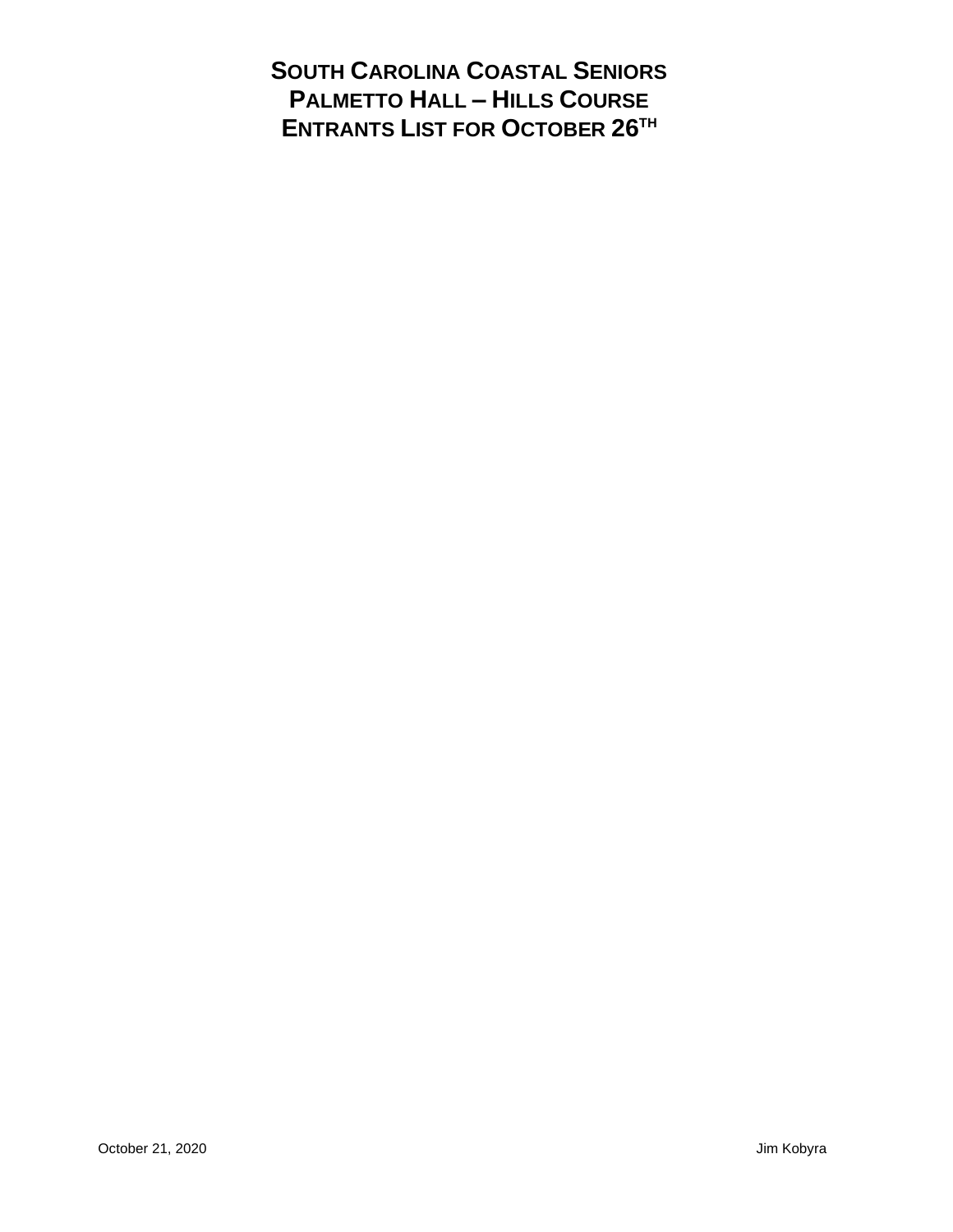# South Carolina Coastal Seniors
# Palmetto Hall – Hills Course
# Entrants List for October 26th

October 21, 2020

Jim Kobyra